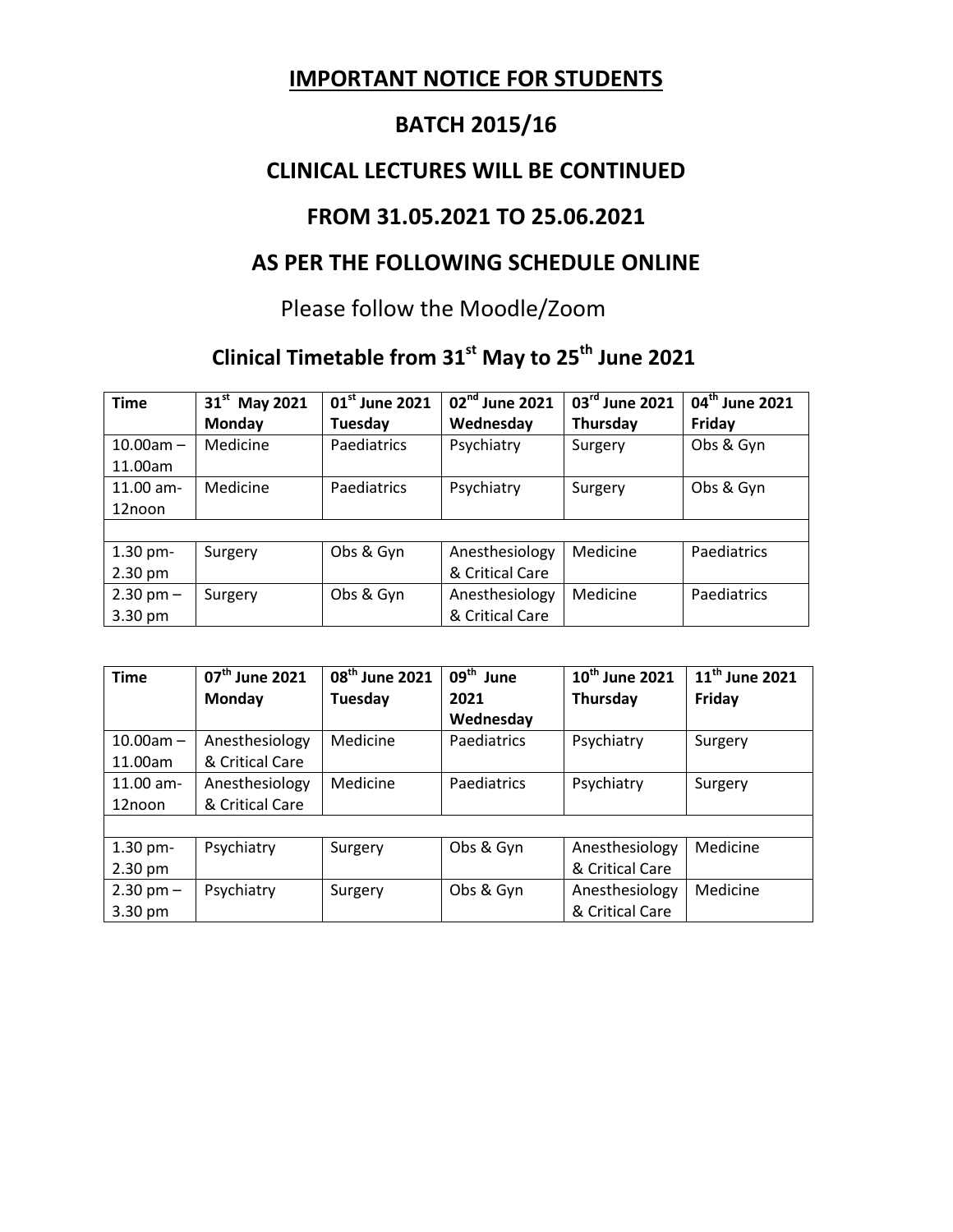# IMPORTANT NOTICE FOR STUDENTS

## BATCH 2015/16

## CLINICAL LECTURES WILL BE CONTINUED

## FROM 31.05.2021 TO 25.06.2021

## AS PER THE FOLLOWING SCHEDULE ONLINE

Please follow the Moodle/Zoom

## Clinical Timetable from 31st May to 25th June 2021

| Time | 31st May 2021 Monday | 01st June 2021 Tuesday | 02nd June 2021 Wednesday | 03rd June 2021 Thursday | 04th June 2021 Friday |
|---|---|---|---|---|---|
| 10.00am – 11.00am | Medicine | Paediatrics | Psychiatry | Surgery | Obs & Gyn |
| 11.00 am- 12noon | Medicine | Paediatrics | Psychiatry | Surgery | Obs & Gyn |
| | | | | | |
| 1.30 pm- 2.30 pm | Surgery | Obs & Gyn | Anesthesiology & Critical Care | Medicine | Paediatrics |
| 2.30 pm – 3.30 pm | Surgery | Obs & Gyn | Anesthesiology & Critical Care | Medicine | Paediatrics |

| Time | 07th June 2021 Monday | 08th June 2021 Tuesday | 09th June 2021 Wednesday | 10th June 2021 Thursday | 11th June 2021 Friday |
|---|---|---|---|---|---|
| 10.00am – 11.00am | Anesthesiology & Critical Care | Medicine | Paediatrics | Psychiatry | Surgery |
| 11.00 am- 12noon | Anesthesiology & Critical Care | Medicine | Paediatrics | Psychiatry | Surgery |
| | | | | | |
| 1.30 pm- 2.30 pm | Psychiatry | Surgery | Obs & Gyn | Anesthesiology & Critical Care | Medicine |
| 2.30 pm – 3.30 pm | Psychiatry | Surgery | Obs & Gyn | Anesthesiology & Critical Care | Medicine |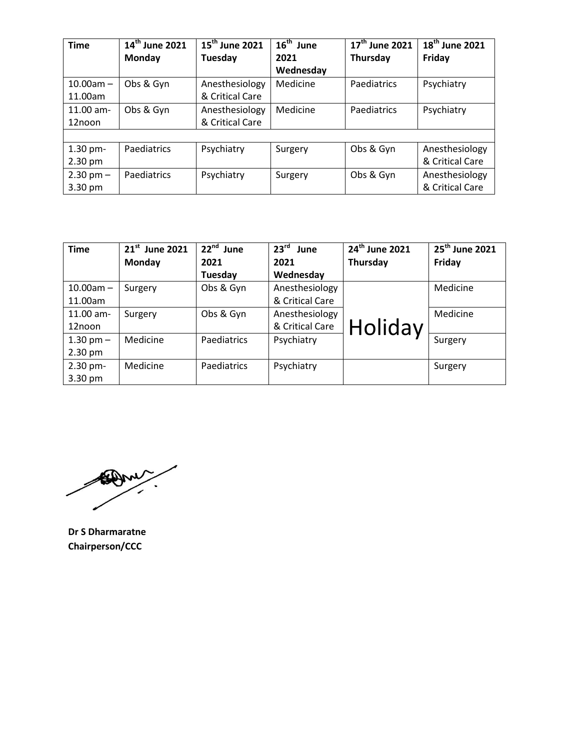| Time | 14th June 2021 Monday | 15th June 2021 Tuesday | 16th June 2021 Wednesday | 17th June 2021 Thursday | 18th June 2021 Friday |
|---|---|---|---|---|---|
| 10.00am – 11.00am | Obs & Gyn | Anesthesiology & Critical Care | Medicine | Paediatrics | Psychiatry |
| 11.00 am- 12noon | Obs & Gyn | Anesthesiology & Critical Care | Medicine | Paediatrics | Psychiatry |
| | | | | | |
| 1.30 pm- 2.30 pm | Paediatrics | Psychiatry | Surgery | Obs & Gyn | Anesthesiology & Critical Care |
| 2.30 pm – 3.30 pm | Paediatrics | Psychiatry | Surgery | Obs & Gyn | Anesthesiology & Critical Care |

| Time | 21st June 2021 Monday | 22nd June 2021 Tuesday | 23rd June 2021 Wednesday | 24th June 2021 Thursday | 25th June 2021 Friday |
|---|---|---|---|---|---|
| 10.00am – 11.00am | Surgery | Obs & Gyn | Anesthesiology & Critical Care | Holiday | Medicine |
| 11.00 am- 12noon | Surgery | Obs & Gyn | Anesthesiology & Critical Care | | Medicine |
| 1.30 pm – 2.30 pm | Medicine | Paediatrics | Psychiatry | | Surgery |
| 2.30 pm- 3.30 pm | Medicine | Paediatrics | Psychiatry | | Surgery |

**Dr S Dharmaratne**
**Chairperson/CCC**